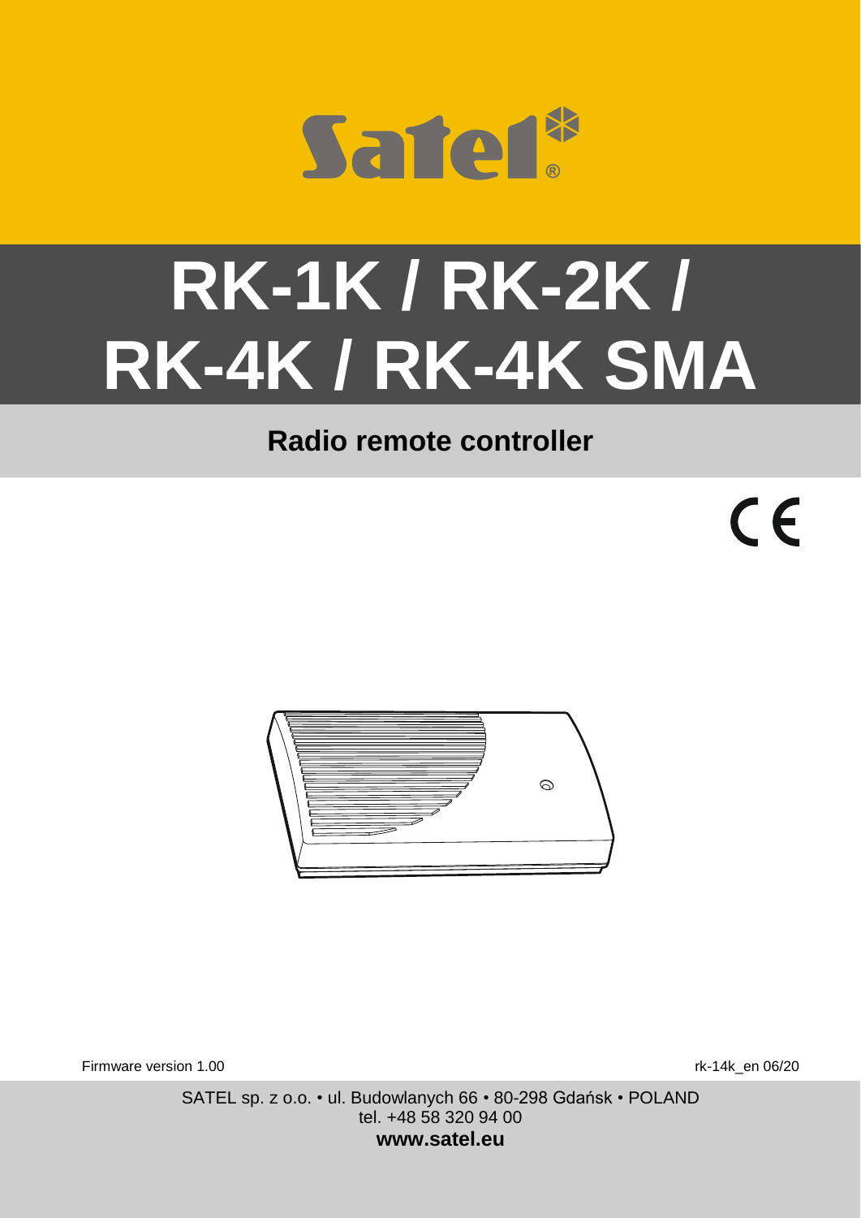Satel®

# RK-1K / RK-2K / RK-4K / RK-4K SMA

## Radio remote controller

CE

Firmware version 1.00

rk-14k_en 06/20

SATEL sp. z o.o. • ul. Budowlanych 66 • 80-298 Gdańsk • POLAND
tel. +48 58 320 94 00
**www.satel.eu**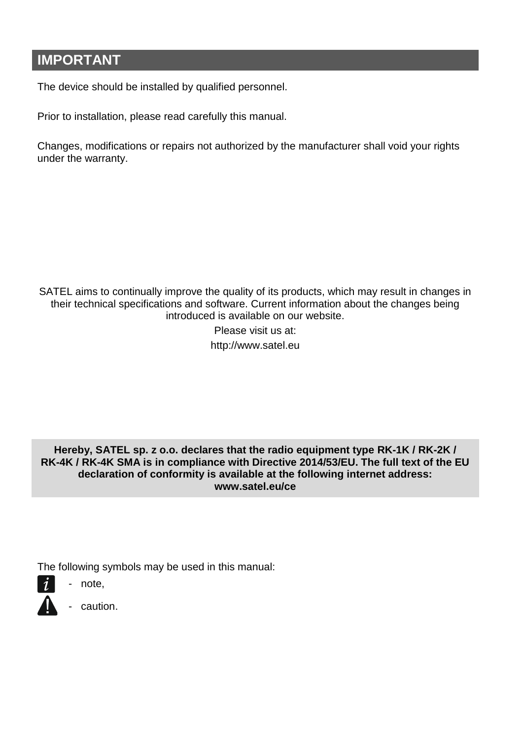## IMPORTANT

The device should be installed by qualified personnel.

Prior to installation, please read carefully this manual.

Changes, modifications or repairs not authorized by the manufacturer shall void your rights under the warranty.

SATEL aims to continually improve the quality of its products, which may result in changes in their technical specifications and software. Current information about the changes being introduced is available on our website.

Please visit us at:

http://www.satel.eu

**Hereby, SATEL sp. z o.o. declares that the radio equipment type RK-1K / RK-2K / RK-4K / RK-4K SMA is in compliance with Directive 2014/53/EU. The full text of the EU declaration of conformity is available at the following internet address: www.satel.eu/ce**

The following symbols may be used in this manual:

- note,
- caution.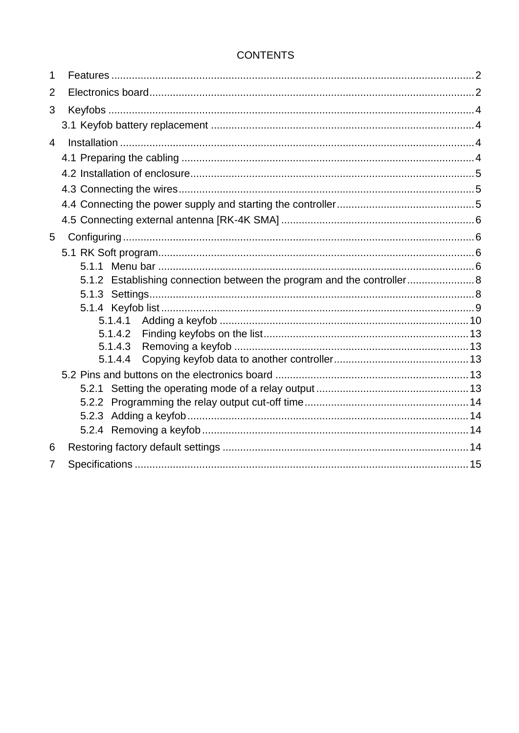CONTENTS

1 Features .......... 2
2 Electronics board .......... 2
3 Keyfobs .......... 4
 3.1 Keyfob battery replacement .......... 4
4 Installation .......... 4
 4.1 Preparing the cabling .......... 4
 4.2 Installation of enclosure .......... 5
 4.3 Connecting the wires .......... 5
 4.4 Connecting the power supply and starting the controller .......... 5
 4.5 Connecting external antenna [RK-4K SMA] .......... 6
5 Configuring .......... 6
 5.1 RK Soft program .......... 6
  5.1.1 Menu bar .......... 6
  5.1.2 Establishing connection between the program and the controller .......... 8
  5.1.3 Settings .......... 8
  5.1.4 Keyfob list .......... 9
   5.1.4.1 Adding a keyfob .......... 10
   5.1.4.2 Finding keyfobs on the list .......... 13
   5.1.4.3 Removing a keyfob .......... 13
   5.1.4.4 Copying keyfob data to another controller .......... 13
 5.2 Pins and buttons on the electronics board .......... 13
  5.2.1 Setting the operating mode of a relay output .......... 13
  5.2.2 Programming the relay output cut-off time .......... 14
  5.2.3 Adding a keyfob .......... 14
  5.2.4 Removing a keyfob .......... 14
6 Restoring factory default settings .......... 14
7 Specifications .......... 15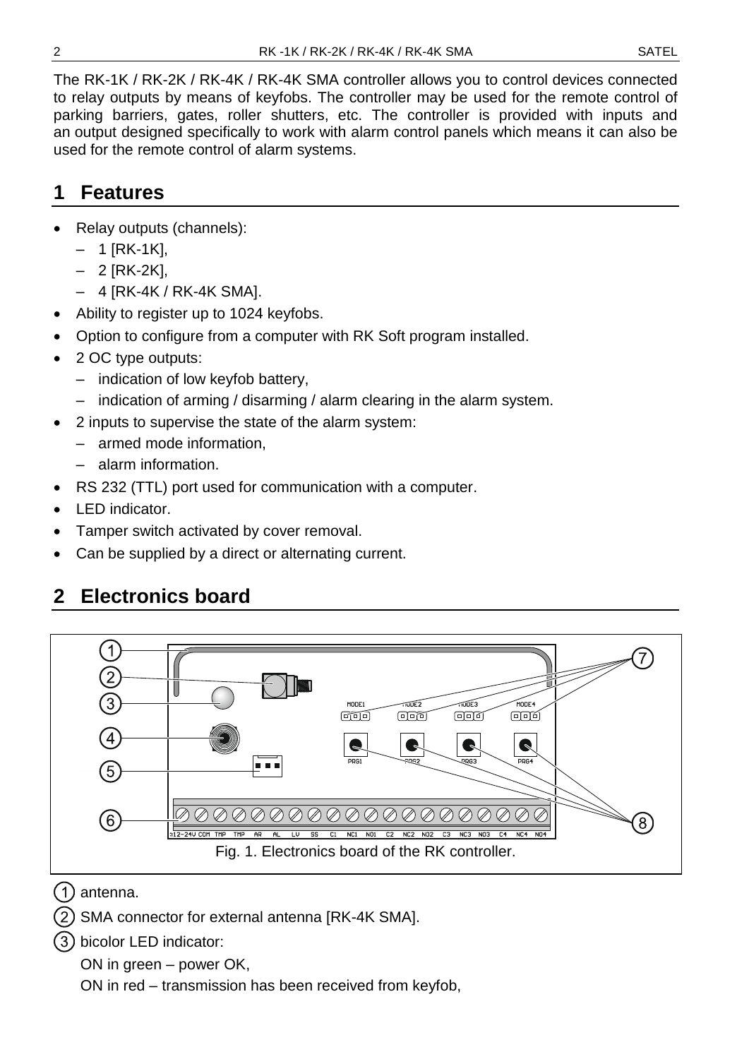The RK-1K / RK-2K / RK-4K / RK-4K SMA controller allows you to control devices connected to relay outputs by means of keyfobs. The controller may be used for the remote control of parking barriers, gates, roller shutters, etc. The controller is provided with inputs and an output designed specifically to work with alarm control panels which means it can also be used for the remote control of alarm systems.

# 1 Features

- Relay outputs (channels):
  - 1 [RK-1K],
  - 2 [RK-2K],
  - 4 [RK-4K / RK-4K SMA].
- Ability to register up to 1024 keyfobs.
- Option to configure from a computer with RK Soft program installed.
- 2 OC type outputs:
  - indication of low keyfob battery,
  - indication of arming / disarming / alarm clearing in the alarm system.
- 2 inputs to supervise the state of the alarm system:
  - armed mode information,
  - alarm information.
- RS 232 (TTL) port used for communication with a computer.
- LED indicator.
- Tamper switch activated by cover removal.
- Can be supplied by a direct or alternating current.

# 2 Electronics board

Fig. 1. Electronics board of the RK controller.

(1) antenna.

(2) SMA connector for external antenna [RK-4K SMA].

(3) bicolor LED indicator:

ON in green – power OK,

ON in red – transmission has been received from keyfob,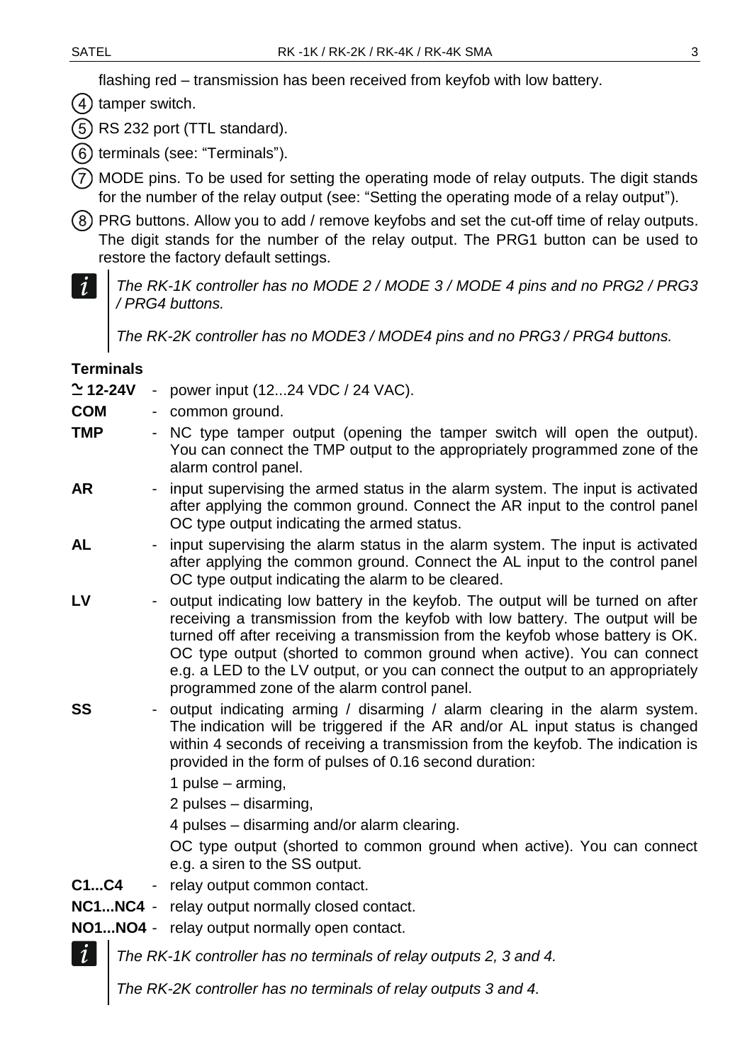flashing red – transmission has been received from keyfob with low battery.

(4) tamper switch.

(5) RS 232 port (TTL standard).

(6) terminals (see: "Terminals").

(7) MODE pins. To be used for setting the operating mode of relay outputs. The digit stands for the number of the relay output (see: "Setting the operating mode of a relay output").

(8) PRG buttons. Allow you to add / remove keyfobs and set the cut-off time of relay outputs. The digit stands for the number of the relay output. The PRG1 button can be used to restore the factory default settings.

> *The RK-1K controller has no MODE 2 / MODE 3 / MODE 4 pins and no PRG2 / PRG3 / PRG4 buttons.*
>
> *The RK-2K controller has no MODE3 / MODE4 pins and no PRG3 / PRG4 buttons.*

### Terminals

**≃ 12-24V** - power input (12...24 VDC / 24 VAC).

**COM** - common ground.

**TMP** - NC type tamper output (opening the tamper switch will open the output). You can connect the TMP output to the appropriately programmed zone of the alarm control panel.

**AR** - input supervising the armed status in the alarm system. The input is activated after applying the common ground. Connect the AR input to the control panel OC type output indicating the armed status.

**AL** - input supervising the alarm status in the alarm system. The input is activated after applying the common ground. Connect the AL input to the control panel OC type output indicating the alarm to be cleared.

**LV** - output indicating low battery in the keyfob. The output will be turned on after receiving a transmission from the keyfob with low battery. The output will be turned off after receiving a transmission from the keyfob whose battery is OK. OC type output (shorted to common ground when active). You can connect e.g. a LED to the LV output, or you can connect the output to an appropriately programmed zone of the alarm control panel.

**SS** - output indicating arming / disarming / alarm clearing in the alarm system. The indication will be triggered if the AR and/or AL input status is changed within 4 seconds of receiving a transmission from the keyfob. The indication is provided in the form of pulses of 0.16 second duration:

1 pulse – arming,

2 pulses – disarming,

4 pulses – disarming and/or alarm clearing.

OC type output (shorted to common ground when active). You can connect e.g. a siren to the SS output.

**C1...C4** - relay output common contact.

**NC1...NC4** - relay output normally closed contact.

**NO1...NO4** - relay output normally open contact.

> *The RK-1K controller has no terminals of relay outputs 2, 3 and 4.*
>
> *The RK-2K controller has no terminals of relay outputs 3 and 4.*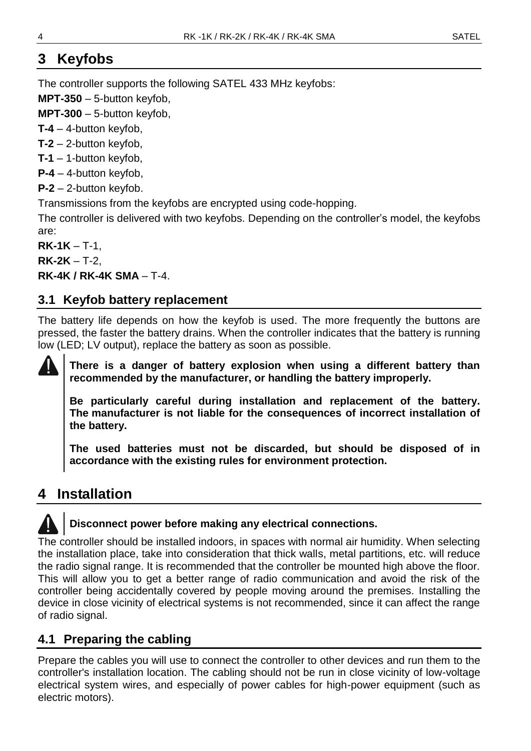## 3 Keyfobs

The controller supports the following SATEL 433 MHz keyfobs:

**MPT-350** – 5-button keyfob,

**MPT-300** – 5-button keyfob,

**T-4** – 4-button keyfob,

**T-2** – 2-button keyfob,

**T-1** – 1-button keyfob,

**P-4** – 4-button keyfob,

**P-2** – 2-button keyfob.

Transmissions from the keyfobs are encrypted using code-hopping.

The controller is delivered with two keyfobs. Depending on the controller's model, the keyfobs are:

**RK-1K** – T-1,

**RK-2K** – T-2,

**RK-4K / RK-4K SMA** – T-4.

### 3.1 Keyfob battery replacement

The battery life depends on how the keyfob is used. The more frequently the buttons are pressed, the faster the battery drains. When the controller indicates that the battery is running low (LED; LV output), replace the battery as soon as possible.

**There is a danger of battery explosion when using a different battery than recommended by the manufacturer, or handling the battery improperly.**

**Be particularly careful during installation and replacement of the battery. The manufacturer is not liable for the consequences of incorrect installation of the battery.**

**The used batteries must not be discarded, but should be disposed of in accordance with the existing rules for environment protection.**

## 4 Installation

**Disconnect power before making any electrical connections.**

The controller should be installed indoors, in spaces with normal air humidity. When selecting the installation place, take into consideration that thick walls, metal partitions, etc. will reduce the radio signal range. It is recommended that the controller be mounted high above the floor. This will allow you to get a better range of radio communication and avoid the risk of the controller being accidentally covered by people moving around the premises. Installing the device in close vicinity of electrical systems is not recommended, since it can affect the range of radio signal.

### 4.1 Preparing the cabling

Prepare the cables you will use to connect the controller to other devices and run them to the controller's installation location. The cabling should not be run in close vicinity of low-voltage electrical system wires, and especially of power cables for high-power equipment (such as electric motors).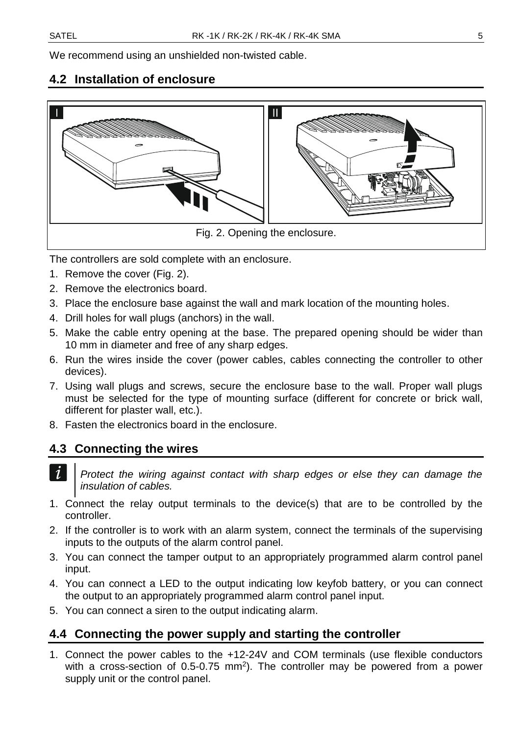We recommend using an unshielded non-twisted cable.

## 4.2 Installation of enclosure

Fig. 2. Opening the enclosure.

The controllers are sold complete with an enclosure.

1. Remove the cover (Fig. 2).
2. Remove the electronics board.
3. Place the enclosure base against the wall and mark location of the mounting holes.
4. Drill holes for wall plugs (anchors) in the wall.
5. Make the cable entry opening at the base. The prepared opening should be wider than 10 mm in diameter and free of any sharp edges.
6. Run the wires inside the cover (power cables, cables connecting the controller to other devices).
7. Using wall plugs and screws, secure the enclosure base to the wall. Proper wall plugs must be selected for the type of mounting surface (different for concrete or brick wall, different for plaster wall, etc.).
8. Fasten the electronics board in the enclosure.

## 4.3 Connecting the wires

*Protect the wiring against contact with sharp edges or else they can damage the insulation of cables.*

1. Connect the relay output terminals to the device(s) that are to be controlled by the controller.
2. If the controller is to work with an alarm system, connect the terminals of the supervising inputs to the outputs of the alarm control panel.
3. You can connect the tamper output to an appropriately programmed alarm control panel input.
4. You can connect a LED to the output indicating low keyfob battery, or you can connect the output to an appropriately programmed alarm control panel input.
5. You can connect a siren to the output indicating alarm.

## 4.4 Connecting the power supply and starting the controller

1. Connect the power cables to the +12-24V and COM terminals (use flexible conductors with a cross-section of 0.5-0.75 $mm^2$). The controller may be powered from a power supply unit or the control panel.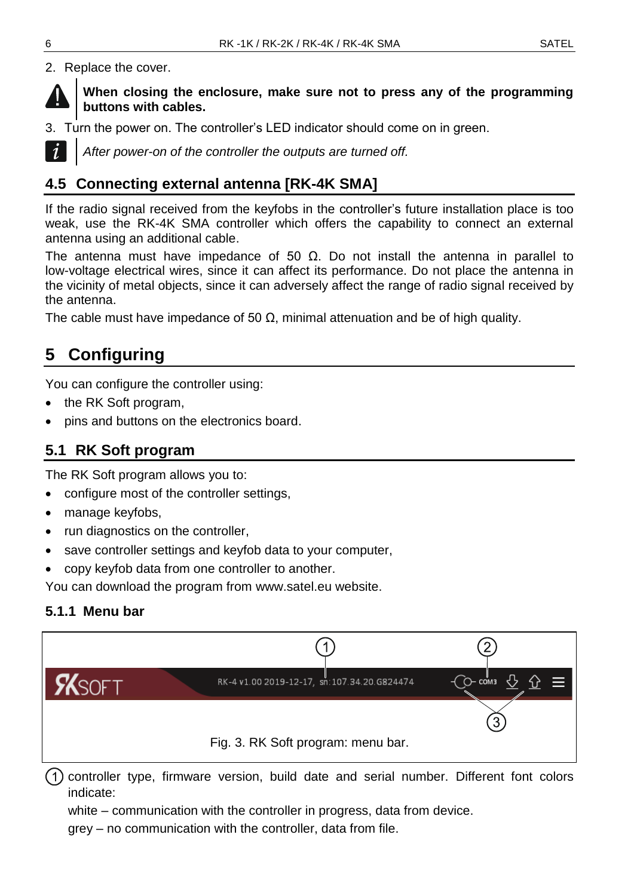2. Replace the cover.

**When closing the enclosure, make sure not to press any of the programming buttons with cables.**

3. Turn the power on. The controller's LED indicator should come on in green.

*After power-on of the controller the outputs are turned off.*

## 4.5 Connecting external antenna [RK-4K SMA]

If the radio signal received from the keyfobs in the controller's future installation place is too weak, use the RK-4K SMA controller which offers the capability to connect an external antenna using an additional cable.

The antenna must have impedance of 50 Ω. Do not install the antenna in parallel to low-voltage electrical wires, since it can affect its performance. Do not place the antenna in the vicinity of metal objects, since it can adversely affect the range of radio signal received by the antenna.

The cable must have impedance of 50 Ω, minimal attenuation and be of high quality.

# 5 Configuring

You can configure the controller using:

- the RK Soft program,
- pins and buttons on the electronics board.

## 5.1 RK Soft program

The RK Soft program allows you to:

- configure most of the controller settings,
- manage keyfobs,
- run diagnostics on the controller,
- save controller settings and keyfob data to your computer,
- copy keyfob data from one controller to another.

You can download the program from www.satel.eu website.

### 5.1.1 Menu bar

Fig. 3. RK Soft program: menu bar.

(1) controller type, firmware version, build date and serial number. Different font colors indicate:

white – communication with the controller in progress, data from device.

grey – no communication with the controller, data from file.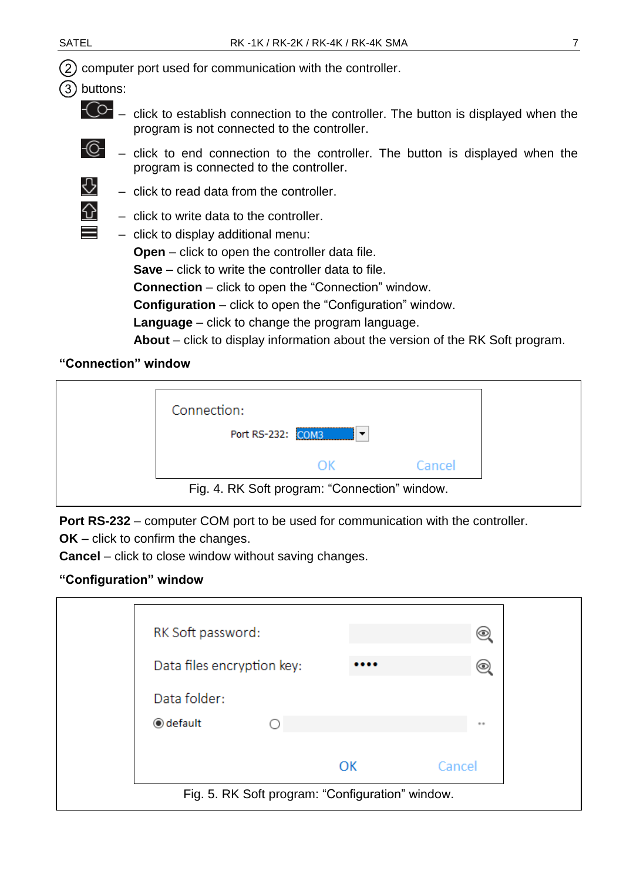② computer port used for communication with the controller.

③ buttons:

– click to establish connection to the controller. The button is displayed when the program is not connected to the controller.

– click to end connection to the controller. The button is displayed when the program is connected to the controller.

– click to read data from the controller.

– click to write data to the controller.

– click to display additional menu:

**Open** – click to open the controller data file.
**Save** – click to write the controller data to file.
**Connection** – click to open the "Connection" window.
**Configuration** – click to open the "Configuration" window.
**Language** – click to change the program language.
**About** – click to display information about the version of the RK Soft program.

**"Connection" window**

Fig. 4. RK Soft program: "Connection" window.

**Port RS-232** – computer COM port to be used for communication with the controller.
**OK** – click to confirm the changes.
**Cancel** – click to close window without saving changes.

**"Configuration" window**

Fig. 5. RK Soft program: "Configuration" window.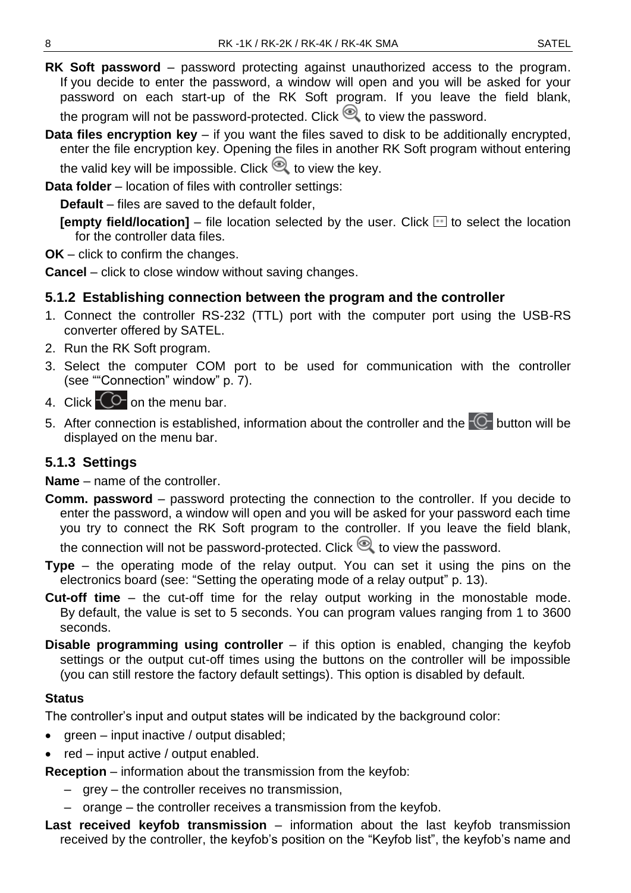**RK Soft password** – password protecting against unauthorized access to the program. If you decide to enter the password, a window will open and you will be asked for your password on each start-up of the RK Soft program. If you leave the field blank, the program will not be password-protected. Click  to view the password.

**Data files encryption key** – if you want the files saved to disk to be additionally encrypted, enter the file encryption key. Opening the files in another RK Soft program without entering the valid key will be impossible. Click  to view the key.

**Data folder** – location of files with controller settings:

**Default** – files are saved to the default folder,

**[empty field/location]** – file location selected by the user. Click  to select the location for the controller data files.

**OK** – click to confirm the changes.

**Cancel** – click to close window without saving changes.

### 5.1.2 Establishing connection between the program and the controller

1. Connect the controller RS-232 (TTL) port with the computer port using the USB-RS converter offered by SATEL.
2. Run the RK Soft program.
3. Select the computer COM port to be used for communication with the controller (see ""Connection" window" p. 7).
4. Click  on the menu bar.
5. After connection is established, information about the controller and the  button will be displayed on the menu bar.

### 5.1.3 Settings

**Name** – name of the controller.

**Comm. password** – password protecting the connection to the controller. If you decide to enter the password, a window will open and you will be asked for your password each time you try to connect the RK Soft program to the controller. If you leave the field blank, the connection will not be password-protected. Click  to view the password.

**Type** – the operating mode of the relay output. You can set it using the pins on the electronics board (see: "Setting the operating mode of a relay output" p. 13).

**Cut-off time** – the cut-off time for the relay output working in the monostable mode. By default, the value is set to 5 seconds. You can program values ranging from 1 to 3600 seconds.

**Disable programming using controller** – if this option is enabled, changing the keyfob settings or the output cut-off times using the buttons on the controller will be impossible (you can still restore the factory default settings). This option is disabled by default.

**Status**

The controller's input and output states will be indicated by the background color:

- green – input inactive / output disabled;
- red – input active / output enabled.

**Reception** – information about the transmission from the keyfob:

- grey – the controller receives no transmission,
- orange – the controller receives a transmission from the keyfob.

**Last received keyfob transmission** – information about the last keyfob transmission received by the controller, the keyfob's position on the "Keyfob list", the keyfob's name and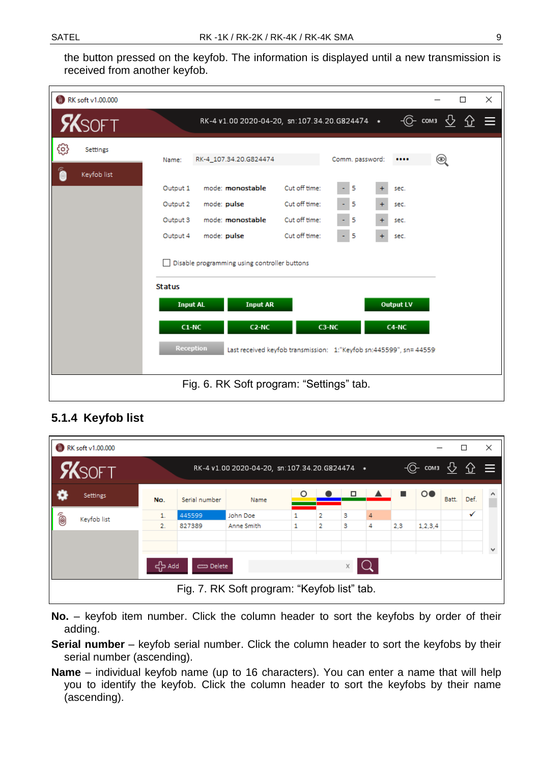the button pressed on the keyfob. The information is displayed until a new transmission is received from another keyfob.

Fig. 6. RK Soft program: "Settings" tab.

### 5.1.4 Keyfob list

Fig. 7. RK Soft program: "Keyfob list" tab.

**No.** – keyfob item number. Click the column header to sort the keyfobs by order of their adding.

**Serial number** – keyfob serial number. Click the column header to sort the keyfobs by their serial number (ascending).

**Name** – individual keyfob name (up to 16 characters). You can enter a name that will help you to identify the keyfob. Click the column header to sort the keyfobs by their name (ascending).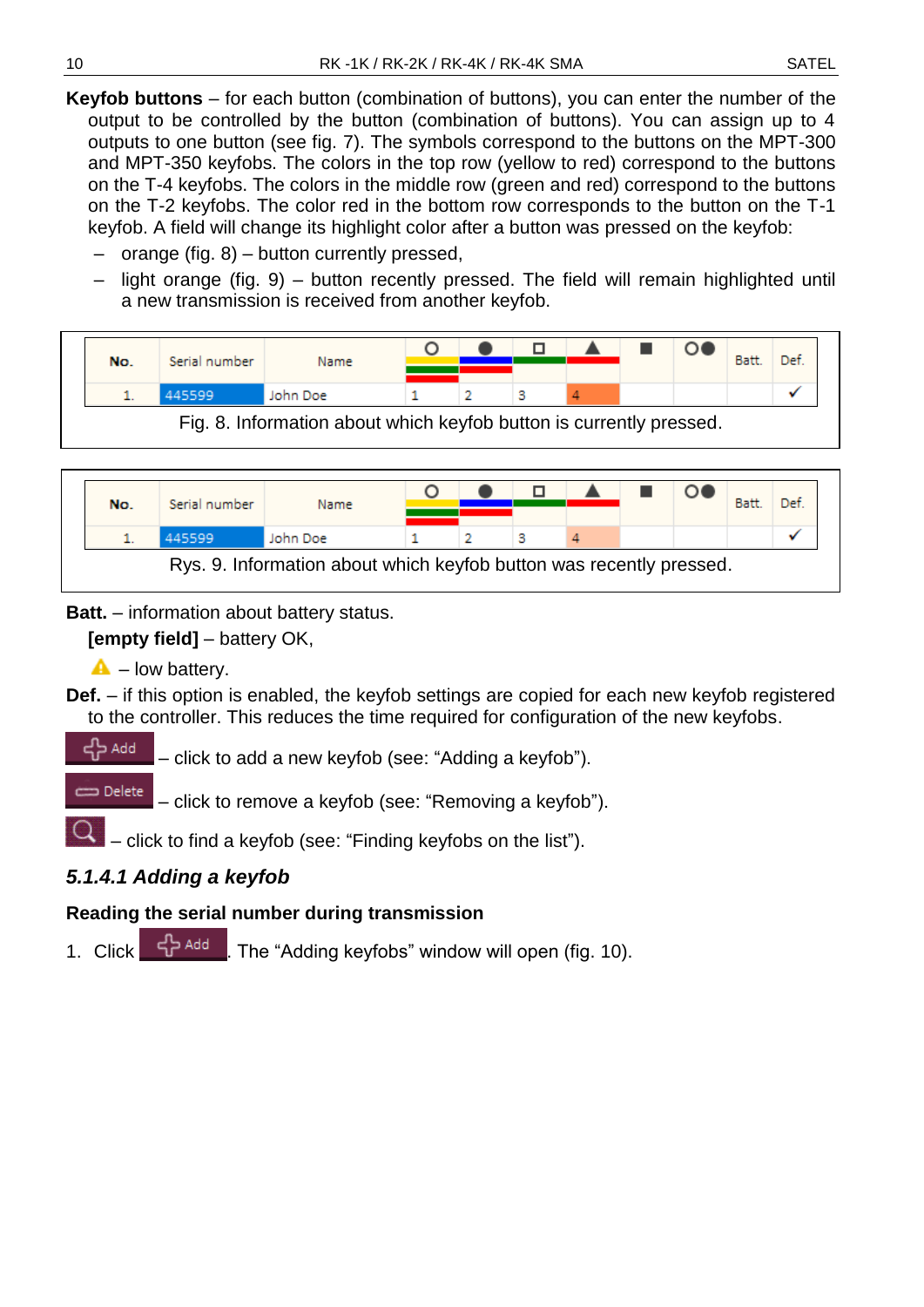**Keyfob buttons** – for each button (combination of buttons), you can enter the number of the output to be controlled by the button (combination of buttons). You can assign up to 4 outputs to one button (see fig. 7). The symbols correspond to the buttons on the MPT-300 and MPT-350 keyfobs. The colors in the top row (yellow to red) correspond to the buttons on the T-4 keyfobs. The colors in the middle row (green and red) correspond to the buttons on the T-2 keyfobs. The color red in the bottom row corresponds to the button on the T-1 keyfob. A field will change its highlight color after a button was pressed on the keyfob:

- orange (fig. 8) – button currently pressed,
- light orange (fig. 9) – button recently pressed. The field will remain highlighted until a new transmission is received from another keyfob.

| No. | Serial number | Name | ○ | ● | □ | ▲ | ■ | ○● | Batt. | Def. |
|---|---|---|---|---|---|---|---|---|---|---|
| 1. | 445599 | John Doe | 1 | 2 | 3 | 4 | | | | ✓ |

Fig. 8. Information about which keyfob button is currently pressed.

| No. | Serial number | Name | ○ | ● | □ | ▲ | ■ | ○● | Batt. | Def. |
|---|---|---|---|---|---|---|---|---|---|---|
| 1. | 445599 | John Doe | 1 | 2 | 3 | 4 | | | | ✓ |

Rys. 9. Information about which keyfob button was recently pressed.

**Batt.** – information about battery status.

**[empty field]** – battery OK,

⚠ – low battery.

**Def.** – if this option is enabled, the keyfob settings are copied for each new keyfob registered to the controller. This reduces the time required for configuration of the new keyfobs.

Add – click to add a new keyfob (see: “Adding a keyfob”).

Delete – click to remove a keyfob (see: “Removing a keyfob”).

🔍 – click to find a keyfob (see: “Finding keyfobs on the list”).

### *5.1.4.1 Adding a keyfob*

**Reading the serial number during transmission**

1. Click Add. The “Adding keyfobs” window will open (fig. 10).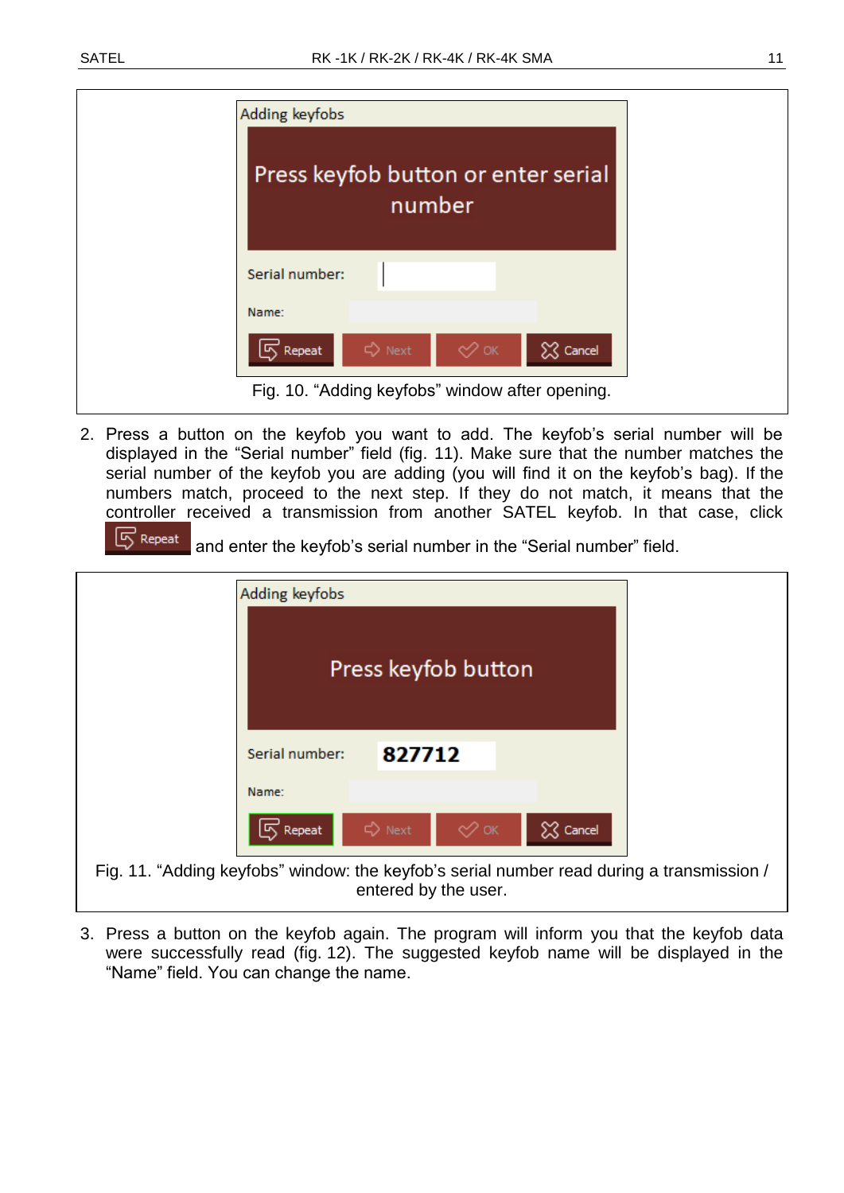Fig. 10. “Adding keyfobs” window after opening.

2. Press a button on the keyfob you want to add. The keyfob’s serial number will be displayed in the “Serial number” field (fig. 11). Make sure that the number matches the serial number of the keyfob you are adding (you will find it on the keyfob’s bag). If the numbers match, proceed to the next step. If they do not match, it means that the controller received a transmission from another SATEL keyfob. In that case, click Repeat and enter the keyfob’s serial number in the “Serial number” field.

Fig. 11. “Adding keyfobs” window: the keyfob’s serial number read during a transmission / entered by the user.

3. Press a button on the keyfob again. The program will inform you that the keyfob data were successfully read (fig. 12). The suggested keyfob name will be displayed in the “Name” field. You can change the name.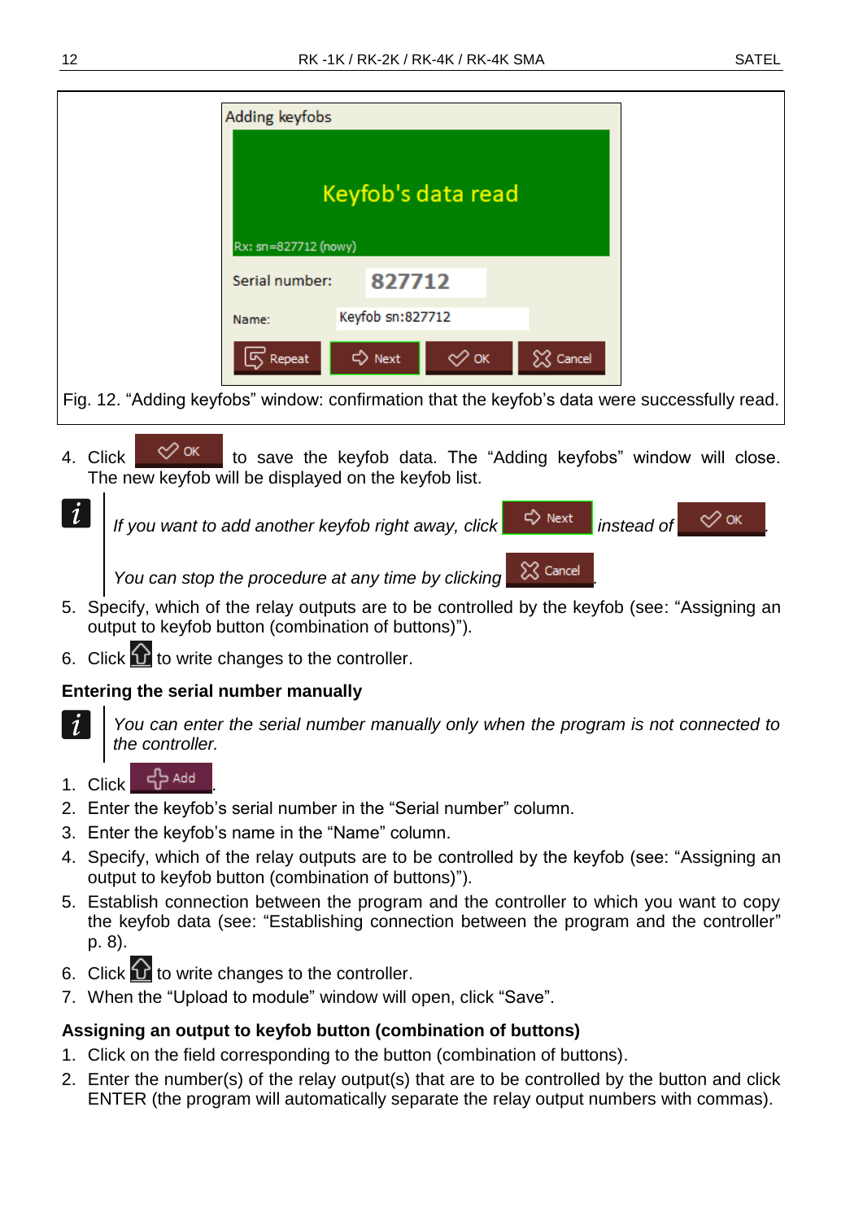Fig. 12. “Adding keyfobs” window: confirmation that the keyfob’s data were successfully read.

4. Click OK to save the keyfob data. The “Adding keyfobs” window will close. The new keyfob will be displayed on the keyfob list.

> *If you want to add another keyfob right away, click* Next *instead of* OK.
>
> *You can stop the procedure at any time by clicking* Cancel.

5. Specify, which of the relay outputs are to be controlled by the keyfob (see: “Assigning an output to keyfob button (combination of buttons)”).
6. Click to write changes to the controller.

**Entering the serial number manually**

> *You can enter the serial number manually only when the program is not connected to the controller.*

1. Click Add.
2. Enter the keyfob’s serial number in the “Serial number” column.
3. Enter the keyfob’s name in the “Name” column.
4. Specify, which of the relay outputs are to be controlled by the keyfob (see: “Assigning an output to keyfob button (combination of buttons)”).
5. Establish connection between the program and the controller to which you want to copy the keyfob data (see: “Establishing connection between the program and the controller” p. 8).
6. Click to write changes to the controller.
7. When the “Upload to module” window will open, click “Save”.

**Assigning an output to keyfob button (combination of buttons)**

1. Click on the field corresponding to the button (combination of buttons).
2. Enter the number(s) of the relay output(s) that are to be controlled by the button and click ENTER (the program will automatically separate the relay output numbers with commas).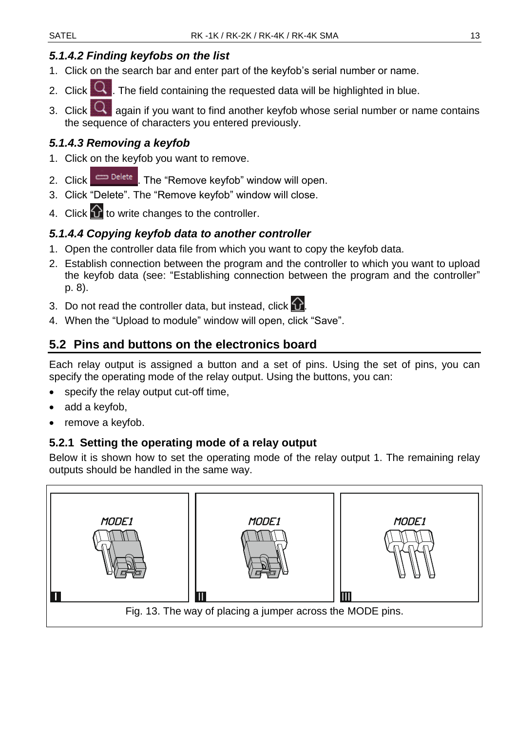### 5.1.4.2 Finding keyfobs on the list

1. Click on the search bar and enter part of the keyfob's serial number or name.
2. Click . The field containing the requested data will be highlighted in blue.
3. Click  again if you want to find another keyfob whose serial number or name contains the sequence of characters you entered previously.

### 5.1.4.3 Removing a keyfob

1. Click on the keyfob you want to remove.
2. Click Delete. The "Remove keyfob" window will open.
3. Click "Delete". The "Remove keyfob" window will close.
4. Click  to write changes to the controller.

### 5.1.4.4 Copying keyfob data to another controller

1. Open the controller data file from which you want to copy the keyfob data.
2. Establish connection between the program and the controller to which you want to upload the keyfob data (see: "Establishing connection between the program and the controller" p. 8).
3. Do not read the controller data, but instead, click .
4. When the "Upload to module" window will open, click "Save".

## 5.2 Pins and buttons on the electronics board

Each relay output is assigned a button and a set of pins. Using the set of pins, you can specify the operating mode of the relay output. Using the buttons, you can:

- specify the relay output cut-off time,
- add a keyfob,
- remove a keyfob.

### 5.2.1 Setting the operating mode of a relay output

Below it is shown how to set the operating mode of the relay output 1. The remaining relay outputs should be handled in the same way.

Fig. 13. The way of placing a jumper across the MODE pins.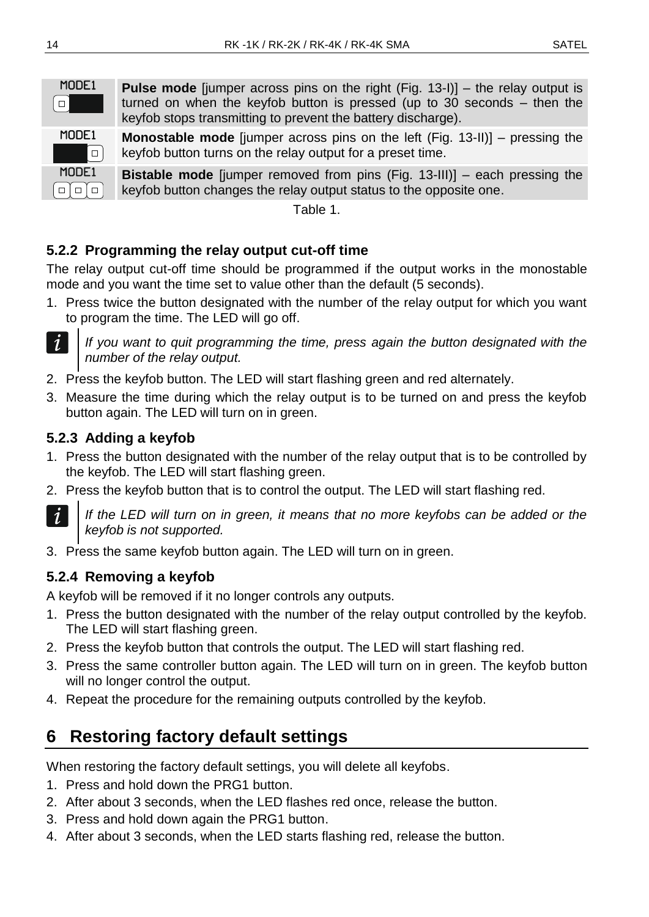| | |
|---|---|
| MODE1 | **Pulse mode** [jumper across pins on the right (Fig. 13-I)] – the relay output is turned on when the keyfob button is pressed (up to 30 seconds – then the keyfob stops transmitting to prevent the battery discharge). |
| MODE1 | **Monostable mode** [jumper across pins on the left (Fig. 13-II)] – pressing the keyfob button turns on the relay output for a preset time. |
| MODE1 | **Bistable mode** [jumper removed from pins (Fig. 13-III)] – each pressing the keyfob button changes the relay output status to the opposite one. |

Table 1.

### 5.2.2 Programming the relay output cut-off time

The relay output cut-off time should be programmed if the output works in the monostable mode and you want the time set to value other than the default (5 seconds).

1. Press twice the button designated with the number of the relay output for which you want to program the time. The LED will go off.

   *If you want to quit programming the time, press again the button designated with the number of the relay output.*

2. Press the keyfob button. The LED will start flashing green and red alternately.
3. Measure the time during which the relay output is to be turned on and press the keyfob button again. The LED will turn on in green.

### 5.2.3 Adding a keyfob

1. Press the button designated with the number of the relay output that is to be controlled by the keyfob. The LED will start flashing green.
2. Press the keyfob button that is to control the output. The LED will start flashing red.

   *If the LED will turn on in green, it means that no more keyfobs can be added or the keyfob is not supported.*

3. Press the same keyfob button again. The LED will turn on in green.

### 5.2.4 Removing a keyfob

A keyfob will be removed if it no longer controls any outputs.

1. Press the button designated with the number of the relay output controlled by the keyfob. The LED will start flashing green.
2. Press the keyfob button that controls the output. The LED will start flashing red.
3. Press the same controller button again. The LED will turn on in green. The keyfob button will no longer control the output.
4. Repeat the procedure for the remaining outputs controlled by the keyfob.

## 6 Restoring factory default settings

When restoring the factory default settings, you will delete all keyfobs.

1. Press and hold down the PRG1 button.
2. After about 3 seconds, when the LED flashes red once, release the button.
3. Press and hold down again the PRG1 button.
4. After about 3 seconds, when the LED starts flashing red, release the button.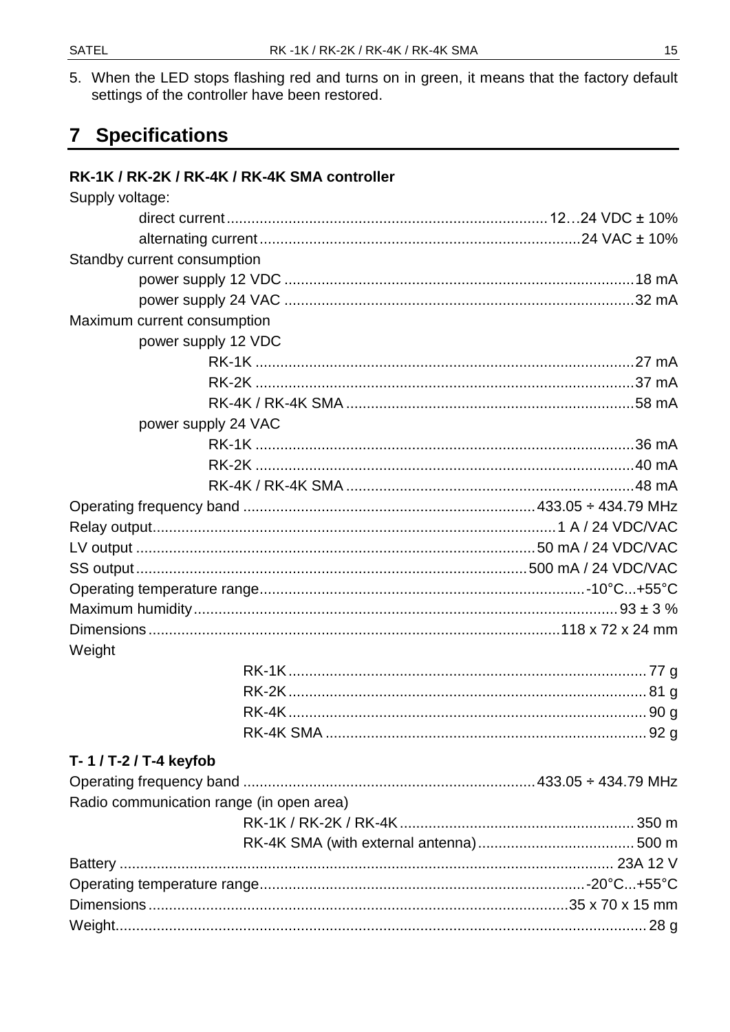5. When the LED stops flashing red and turns on in green, it means that the factory default settings of the controller have been restored.

# 7 Specifications

**RK-1K / RK-2K / RK-4K / RK-4K SMA controller**

Supply voltage:

- direct current ............ 12…24 VDC ± 10%
- alternating current ............ 24 VAC ± 10%

Standby current consumption

- power supply 12 VDC ............ 18 mA
- power supply 24 VAC ............ 32 mA

Maximum current consumption

- power supply 12 VDC
  - RK-1K ............ 27 mA
  - RK-2K ............ 37 mA
  - RK-4K / RK-4K SMA ............ 58 mA
- power supply 24 VAC
  - RK-1K ............ 36 mA
  - RK-2K ............ 40 mA
  - RK-4K / RK-4K SMA ............ 48 mA

Operating frequency band ............ 433.05 ÷ 434.79 MHz

Relay output ............ 1 A / 24 VDC/VAC

LV output ............ 50 mA / 24 VDC/VAC

SS output ............ 500 mA / 24 VDC/VAC

Operating temperature range ............ -10°C...+55°C

Maximum humidity ............ 93 ± 3 %

Dimensions ............ 118 x 72 x 24 mm

Weight

- RK-1K ............ 77 g
- RK-2K ............ 81 g
- RK-4K ............ 90 g
- RK-4K SMA ............ 92 g

**T- 1 / T-2 / T-4 keyfob**

Operating frequency band ............ 433.05 ÷ 434.79 MHz

Radio communication range (in open area)

- RK-1K / RK-2K / RK-4K ............ 350 m
- RK-4K SMA (with external antenna) ............ 500 m

Battery ............ 23A 12 V

Operating temperature range ............ -20°C...+55°C

Dimensions ............ 35 x 70 x 15 mm

Weight ............ 28 g